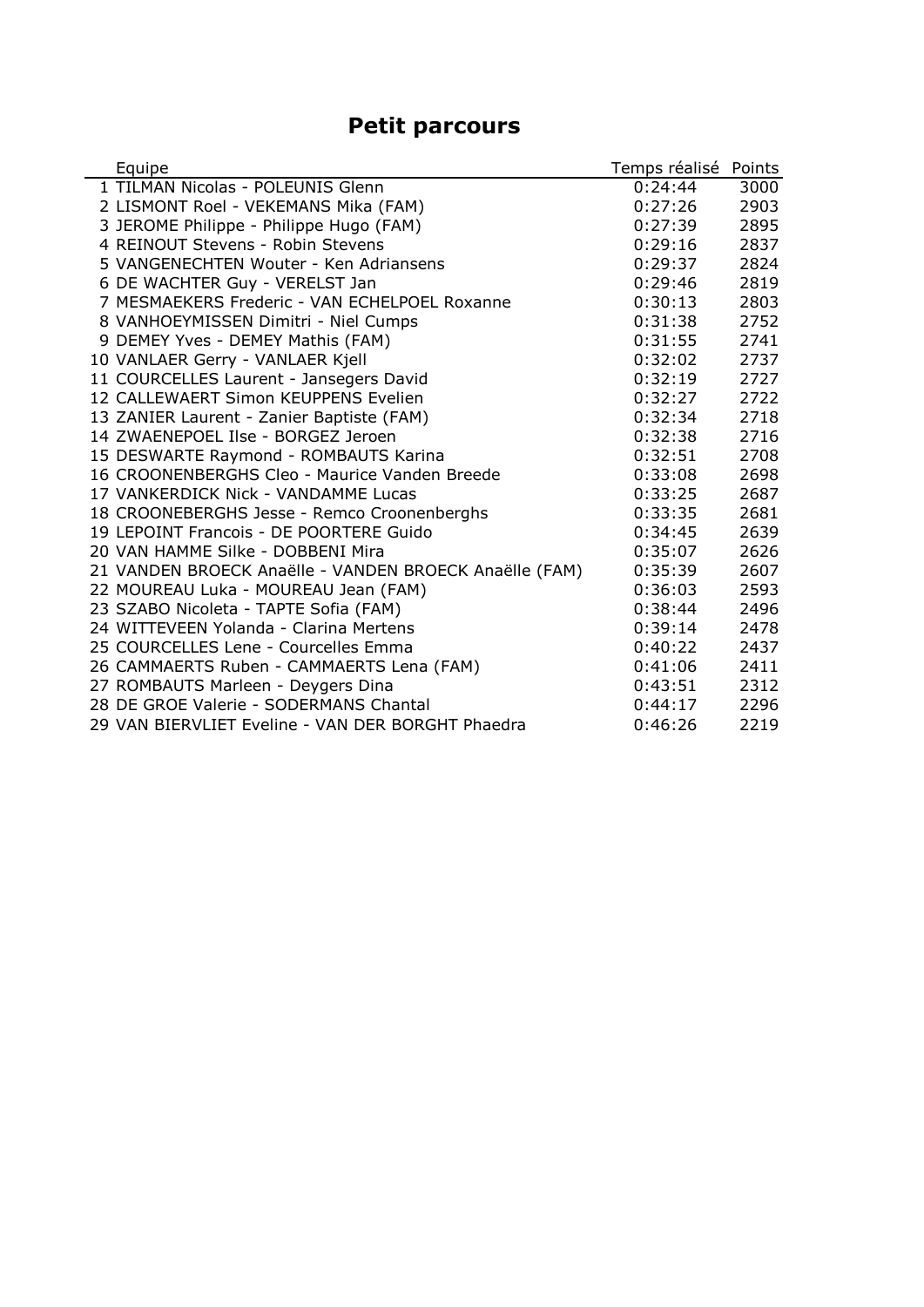# Petit parcours

| Equipe | Temps réalisé | Points |
|---|---|---|
| 1 TILMAN Nicolas - POLEUNIS Glenn | 0:24:44 | 3000 |
| 2 LISMONT Roel - VEKEMANS Mika (FAM) | 0:27:26 | 2903 |
| 3 JEROME Philippe - Philippe Hugo (FAM) | 0:27:39 | 2895 |
| 4 REINOUT Stevens - Robin Stevens | 0:29:16 | 2837 |
| 5 VANGENECHTEN Wouter - Ken Adriansens | 0:29:37 | 2824 |
| 6 DE WACHTER Guy - VERELST Jan | 0:29:46 | 2819 |
| 7 MESMAEKERS Frederic - VAN ECHELPOEL Roxanne | 0:30:13 | 2803 |
| 8 VANHOEYMISSEN Dimitri - Niel Cumps | 0:31:38 | 2752 |
| 9 DEMEY Yves - DEMEY Mathis (FAM) | 0:31:55 | 2741 |
| 10 VANLAER Gerry - VANLAER Kjell | 0:32:02 | 2737 |
| 11 COURCELLES Laurent - Jansegers David | 0:32:19 | 2727 |
| 12 CALLEWAERT Simon KEUPPENS Evelien | 0:32:27 | 2722 |
| 13 ZANIER Laurent - Zanier Baptiste (FAM) | 0:32:34 | 2718 |
| 14 ZWAENEPOEL Ilse - BORGEZ Jeroen | 0:32:38 | 2716 |
| 15 DESWARTE Raymond - ROMBAUTS Karina | 0:32:51 | 2708 |
| 16 CROONENBERGHS Cleo - Maurice Vanden Breede | 0:33:08 | 2698 |
| 17 VANKERDICK Nick - VANDAMME Lucas | 0:33:25 | 2687 |
| 18 CROONEBERGHS Jesse - Remco Croonenberghs | 0:33:35 | 2681 |
| 19 LEPOINT Francois - DE POORTERE Guido | 0:34:45 | 2639 |
| 20 VAN HAMME Silke - DOBBENI Mira | 0:35:07 | 2626 |
| 21 VANDEN BROECK Anaëlle - VANDEN BROECK Anaëlle (FAM) | 0:35:39 | 2607 |
| 22 MOUREAU Luka - MOUREAU Jean (FAM) | 0:36:03 | 2593 |
| 23 SZABO Nicoleta - TAPTE Sofia (FAM) | 0:38:44 | 2496 |
| 24 WITTEVEEN Yolanda - Clarina Mertens | 0:39:14 | 2478 |
| 25 COURCELLES Lene - Courcelles Emma | 0:40:22 | 2437 |
| 26 CAMMAERTS Ruben - CAMMAERTS Lena (FAM) | 0:41:06 | 2411 |
| 27 ROMBAUTS Marleen - Deygers Dina | 0:43:51 | 2312 |
| 28 DE GROE Valerie - SODERMANS Chantal | 0:44:17 | 2296 |
| 29 VAN BIERVLIET Eveline - VAN DER BORGHT Phaedra | 0:46:26 | 2219 |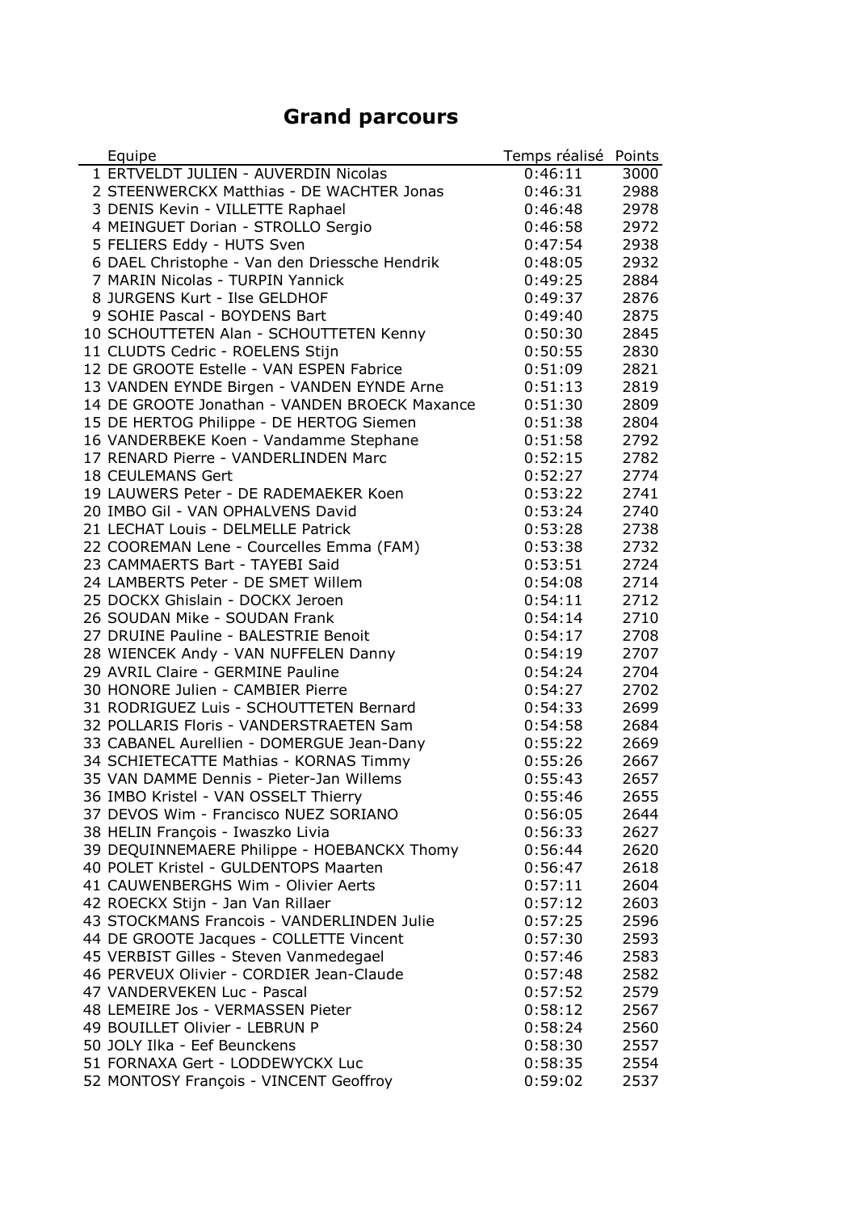# Grand parcours

| | Equipe | Temps réalisé | Points |
|---|---|---|---|
| 1 | ERTVELDT JULIEN - AUVERDIN Nicolas | 0:46:11 | 3000 |
| 2 | STEENWERCKX Matthias - DE WACHTER Jonas | 0:46:31 | 2988 |
| 3 | DENIS Kevin - VILLETTE Raphael | 0:46:48 | 2978 |
| 4 | MEINGUET Dorian - STROLLO Sergio | 0:46:58 | 2972 |
| 5 | FELIERS Eddy - HUTS Sven | 0:47:54 | 2938 |
| 6 | DAEL Christophe - Van den Driessche Hendrik | 0:48:05 | 2932 |
| 7 | MARIN Nicolas - TURPIN Yannick | 0:49:25 | 2884 |
| 8 | JURGENS Kurt - Ilse GELDHOF | 0:49:37 | 2876 |
| 9 | SOHIE Pascal - BOYDENS Bart | 0:49:40 | 2875 |
| 10 | SCHOUTTETEN Alan - SCHOUTTETEN Kenny | 0:50:30 | 2845 |
| 11 | CLUDTS Cedric - ROELENS Stijn | 0:50:55 | 2830 |
| 12 | DE GROOTE Estelle - VAN ESPEN Fabrice | 0:51:09 | 2821 |
| 13 | VANDEN EYNDE Birgen - VANDEN EYNDE Arne | 0:51:13 | 2819 |
| 14 | DE GROOTE Jonathan - VANDEN BROECK Maxance | 0:51:30 | 2809 |
| 15 | DE HERTOG Philippe - DE HERTOG Siemen | 0:51:38 | 2804 |
| 16 | VANDERBEKE Koen - Vandamme Stephane | 0:51:58 | 2792 |
| 17 | RENARD Pierre - VANDERLINDEN Marc | 0:52:15 | 2782 |
| 18 | CEULEMANS Gert | 0:52:27 | 2774 |
| 19 | LAUWERS Peter - DE RADEMAEKER Koen | 0:53:22 | 2741 |
| 20 | IMBO Gil - VAN OPHALVENS David | 0:53:24 | 2740 |
| 21 | LECHAT Louis - DELMELLE Patrick | 0:53:28 | 2738 |
| 22 | COOREMAN Lene - Courcelles Emma (FAM) | 0:53:38 | 2732 |
| 23 | CAMMAERTS Bart - TAYEBI Said | 0:53:51 | 2724 |
| 24 | LAMBERTS Peter - DE SMET Willem | 0:54:08 | 2714 |
| 25 | DOCKX Ghislain - DOCKX Jeroen | 0:54:11 | 2712 |
| 26 | SOUDAN Mike - SOUDAN Frank | 0:54:14 | 2710 |
| 27 | DRUINE Pauline - BALESTRIE Benoit | 0:54:17 | 2708 |
| 28 | WIENCEK Andy - VAN NUFFELEN Danny | 0:54:19 | 2707 |
| 29 | AVRIL Claire - GERMINE Pauline | 0:54:24 | 2704 |
| 30 | HONORE Julien - CAMBIER Pierre | 0:54:27 | 2702 |
| 31 | RODRIGUEZ Luis - SCHOUTTETEN Bernard | 0:54:33 | 2699 |
| 32 | POLLARIS Floris - VANDERSTRAETEN Sam | 0:54:58 | 2684 |
| 33 | CABANEL Aurellien - DOMERGUE Jean-Dany | 0:55:22 | 2669 |
| 34 | SCHIETECATTE Mathias - KORNAS Timmy | 0:55:26 | 2667 |
| 35 | VAN DAMME Dennis - Pieter-Jan Willems | 0:55:43 | 2657 |
| 36 | IMBO Kristel - VAN OSSELT Thierry | 0:55:46 | 2655 |
| 37 | DEVOS Wim - Francisco NUEZ SORIANO | 0:56:05 | 2644 |
| 38 | HELIN François - Iwaszko Livia | 0:56:33 | 2627 |
| 39 | DEQUINNEMAERE Philippe - HOEBANCKX Thomy | 0:56:44 | 2620 |
| 40 | POLET Kristel - GULDENTOPS Maarten | 0:56:47 | 2618 |
| 41 | CAUWENBERGHS Wim - Olivier Aerts | 0:57:11 | 2604 |
| 42 | ROECKX Stijn - Jan Van Rillaer | 0:57:12 | 2603 |
| 43 | STOCKMANS Francois - VANDERLINDEN Julie | 0:57:25 | 2596 |
| 44 | DE GROOTE Jacques - COLLETTE Vincent | 0:57:30 | 2593 |
| 45 | VERBIST Gilles - Steven Vanmedegael | 0:57:46 | 2583 |
| 46 | PERVEUX Olivier - CORDIER Jean-Claude | 0:57:48 | 2582 |
| 47 | VANDERVEKEN Luc - Pascal | 0:57:52 | 2579 |
| 48 | LEMEIRE Jos - VERMASSEN Pieter | 0:58:12 | 2567 |
| 49 | BOUILLET Olivier - LEBRUN P | 0:58:24 | 2560 |
| 50 | JOLY Ilka - Eef Beunckens | 0:58:30 | 2557 |
| 51 | FORNAXA Gert - LODDEWYCKX Luc | 0:58:35 | 2554 |
| 52 | MONTOSY François - VINCENT Geoffroy | 0:59:02 | 2537 |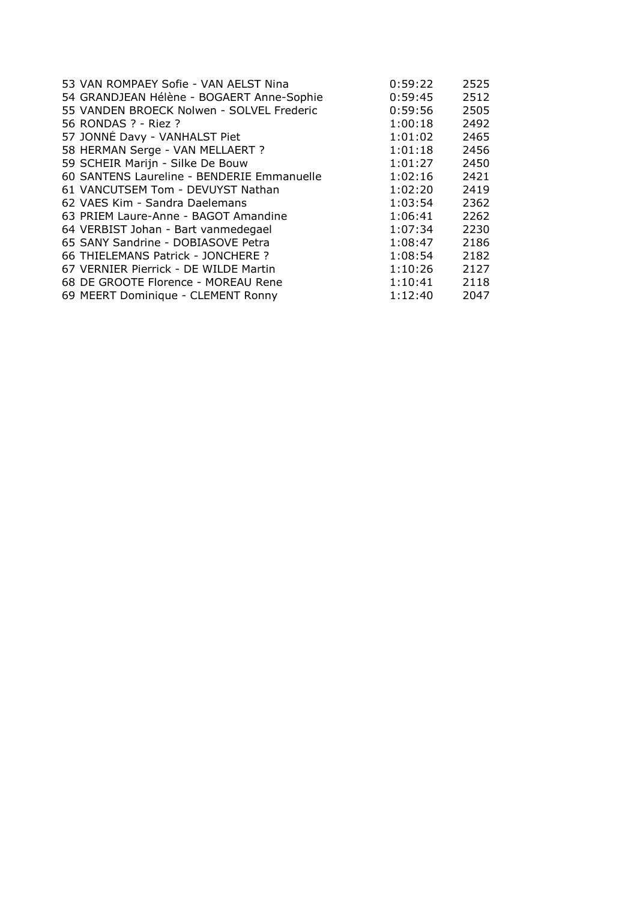| | | |
|---|---|---|
| 53 VAN ROMPAEY Sofie - VAN AELST Nina | 0:59:22 | 2525 |
| 54 GRANDJEAN Hélène - BOGAERT Anne-Sophie | 0:59:45 | 2512 |
| 55 VANDEN BROECK Nolwen - SOLVEL Frederic | 0:59:56 | 2505 |
| 56 RONDAS ? - Riez ? | 1:00:18 | 2492 |
| 57 JONNĖ Davy - VANHALST Piet | 1:01:02 | 2465 |
| 58 HERMAN Serge - VAN MELLAERT ? | 1:01:18 | 2456 |
| 59 SCHEIR Marijn - Silke De Bouw | 1:01:27 | 2450 |
| 60 SANTENS Laureline - BENDERIE Emmanuelle | 1:02:16 | 2421 |
| 61 VANCUTSEM Tom - DEVUYST Nathan | 1:02:20 | 2419 |
| 62 VAES Kim - Sandra Daelemans | 1:03:54 | 2362 |
| 63 PRIEM Laure-Anne - BAGOT Amandine | 1:06:41 | 2262 |
| 64 VERBIST Johan - Bart vanmedegael | 1:07:34 | 2230 |
| 65 SANY Sandrine - DOBIASOVE Petra | 1:08:47 | 2186 |
| 66 THIELEMANS Patrick - JONCHERE ? | 1:08:54 | 2182 |
| 67 VERNIER Pierrick - DE WILDE Martin | 1:10:26 | 2127 |
| 68 DE GROOTE Florence - MOREAU Rene | 1:10:41 | 2118 |
| 69 MEERT Dominique - CLEMENT Ronny | 1:12:40 | 2047 |